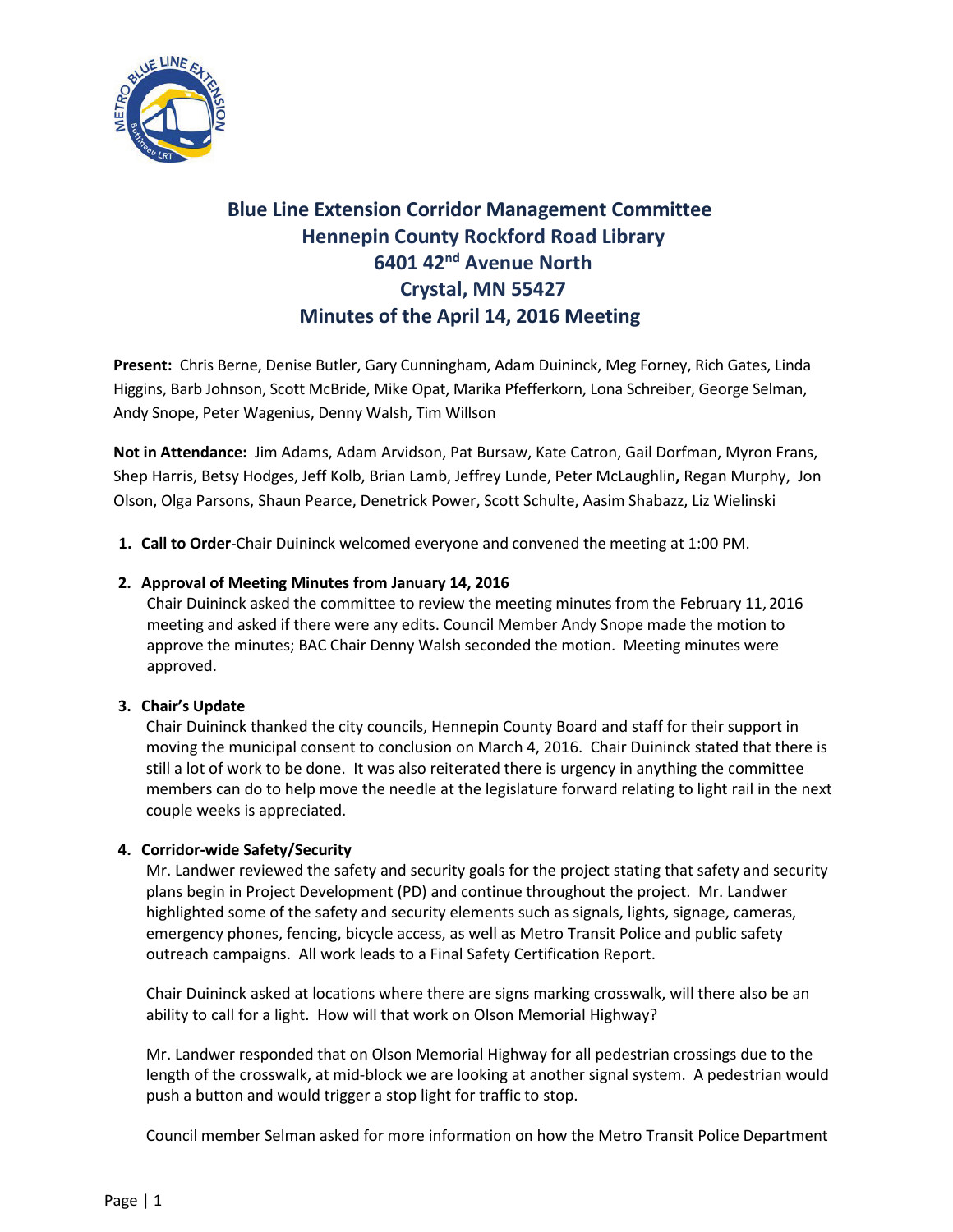# Blue Line Extension Corridor Management Committee
## Hennepin County Rockford Road Library
## 6401 42nd Avenue North
## Crystal, MN 55427
## Minutes of the April 14, 2016 Meeting

**Present:** Chris Berne, Denise Butler, Gary Cunningham, Adam Duininck, Meg Forney, Rich Gates, Linda Higgins, Barb Johnson, Scott McBride, Mike Opat, Marika Pfefferkorn, Lona Schreiber, George Selman, Andy Snope, Peter Wagenius, Denny Walsh, Tim Willson

**Not in Attendance:** Jim Adams, Adam Arvidson, Pat Bursaw, Kate Catron, Gail Dorfman, Myron Frans, Shep Harris, Betsy Hodges, Jeff Kolb, Brian Lamb, Jeffrey Lunde, Peter McLaughlin**,** Regan Murphy, Jon Olson, Olga Parsons, Shaun Pearce, Denetrick Power, Scott Schulte, Aasim Shabazz, Liz Wielinski

1. **Call to Order**-Chair Duininck welcomed everyone and convened the meeting at 1:00 PM.

2. **Approval of Meeting Minutes from January 14, 2016**

   Chair Duininck asked the committee to review the meeting minutes from the February 11, 2016 meeting and asked if there were any edits. Council Member Andy Snope made the motion to approve the minutes; BAC Chair Denny Walsh seconded the motion. Meeting minutes were approved.

3. **Chair's Update**

   Chair Duininck thanked the city councils, Hennepin County Board and staff for their support in moving the municipal consent to conclusion on March 4, 2016. Chair Duininck stated that there is still a lot of work to be done. It was also reiterated there is urgency in anything the committee members can do to help move the needle at the legislature forward relating to light rail in the next couple weeks is appreciated.

4. **Corridor-wide Safety/Security**

   Mr. Landwer reviewed the safety and security goals for the project stating that safety and security plans begin in Project Development (PD) and continue throughout the project. Mr. Landwer highlighted some of the safety and security elements such as signals, lights, signage, cameras, emergency phones, fencing, bicycle access, as well as Metro Transit Police and public safety outreach campaigns. All work leads to a Final Safety Certification Report.

   Chair Duininck asked at locations where there are signs marking crosswalk, will there also be an ability to call for a light. How will that work on Olson Memorial Highway?

   Mr. Landwer responded that on Olson Memorial Highway for all pedestrian crossings due to the length of the crosswalk, at mid-block we are looking at another signal system. A pedestrian would push a button and would trigger a stop light for traffic to stop.

   Council member Selman asked for more information on how the Metro Transit Police Department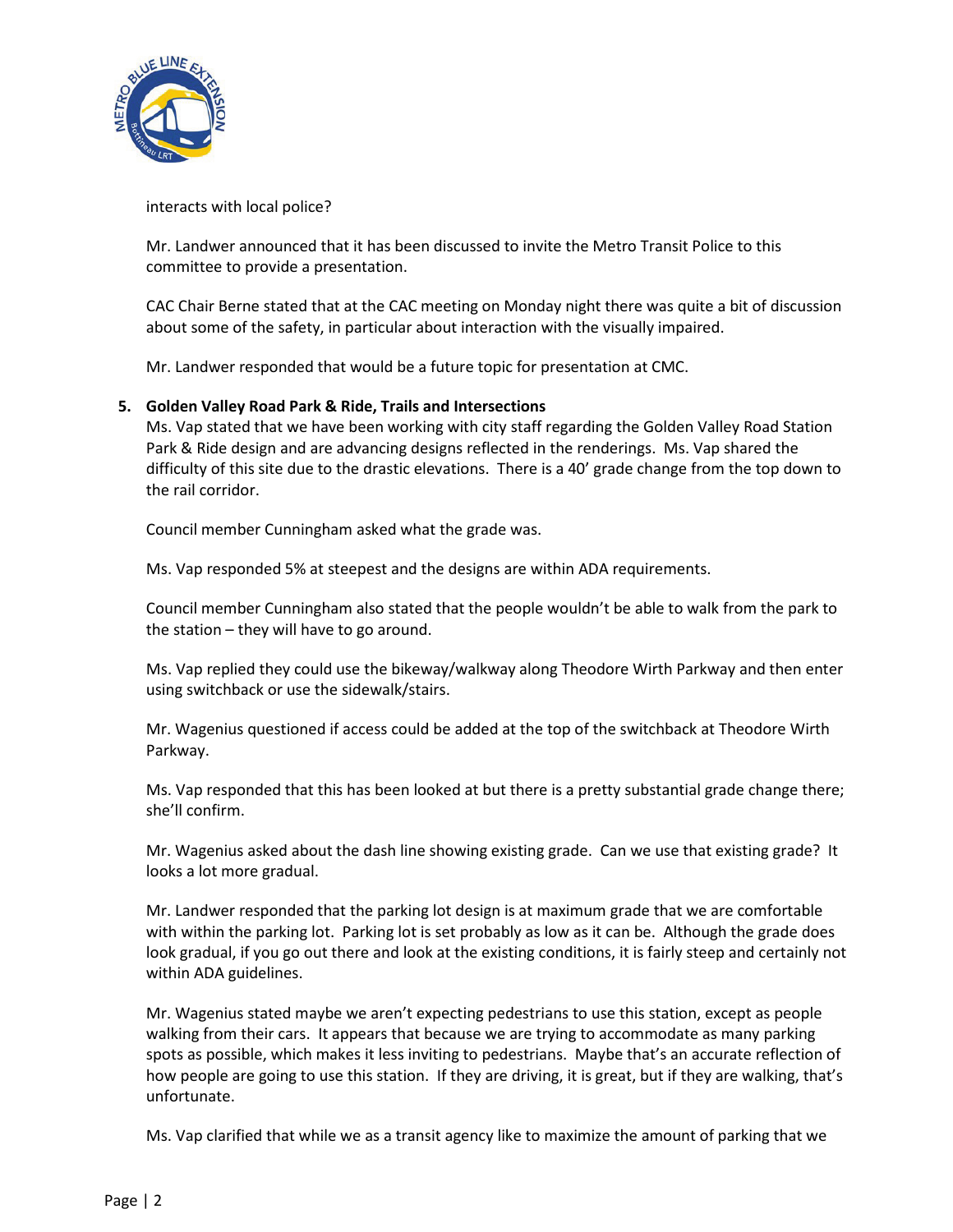interacts with local police?

Mr. Landwer announced that it has been discussed to invite the Metro Transit Police to this committee to provide a presentation.

CAC Chair Berne stated that at the CAC meeting on Monday night there was quite a bit of discussion about some of the safety, in particular about interaction with the visually impaired.

Mr. Landwer responded that would be a future topic for presentation at CMC.

5. **Golden Valley Road Park & Ride, Trails and Intersections**

Ms. Vap stated that we have been working with city staff regarding the Golden Valley Road Station Park & Ride design and are advancing designs reflected in the renderings. Ms. Vap shared the difficulty of this site due to the drastic elevations. There is a 40' grade change from the top down to the rail corridor.

Council member Cunningham asked what the grade was.

Ms. Vap responded 5% at steepest and the designs are within ADA requirements.

Council member Cunningham also stated that the people wouldn't be able to walk from the park to the station – they will have to go around.

Ms. Vap replied they could use the bikeway/walkway along Theodore Wirth Parkway and then enter using switchback or use the sidewalk/stairs.

Mr. Wagenius questioned if access could be added at the top of the switchback at Theodore Wirth Parkway.

Ms. Vap responded that this has been looked at but there is a pretty substantial grade change there; she'll confirm.

Mr. Wagenius asked about the dash line showing existing grade. Can we use that existing grade? It looks a lot more gradual.

Mr. Landwer responded that the parking lot design is at maximum grade that we are comfortable with within the parking lot. Parking lot is set probably as low as it can be. Although the grade does look gradual, if you go out there and look at the existing conditions, it is fairly steep and certainly not within ADA guidelines.

Mr. Wagenius stated maybe we aren't expecting pedestrians to use this station, except as people walking from their cars. It appears that because we are trying to accommodate as many parking spots as possible, which makes it less inviting to pedestrians. Maybe that's an accurate reflection of how people are going to use this station. If they are driving, it is great, but if they are walking, that's unfortunate.

Ms. Vap clarified that while we as a transit agency like to maximize the amount of parking that we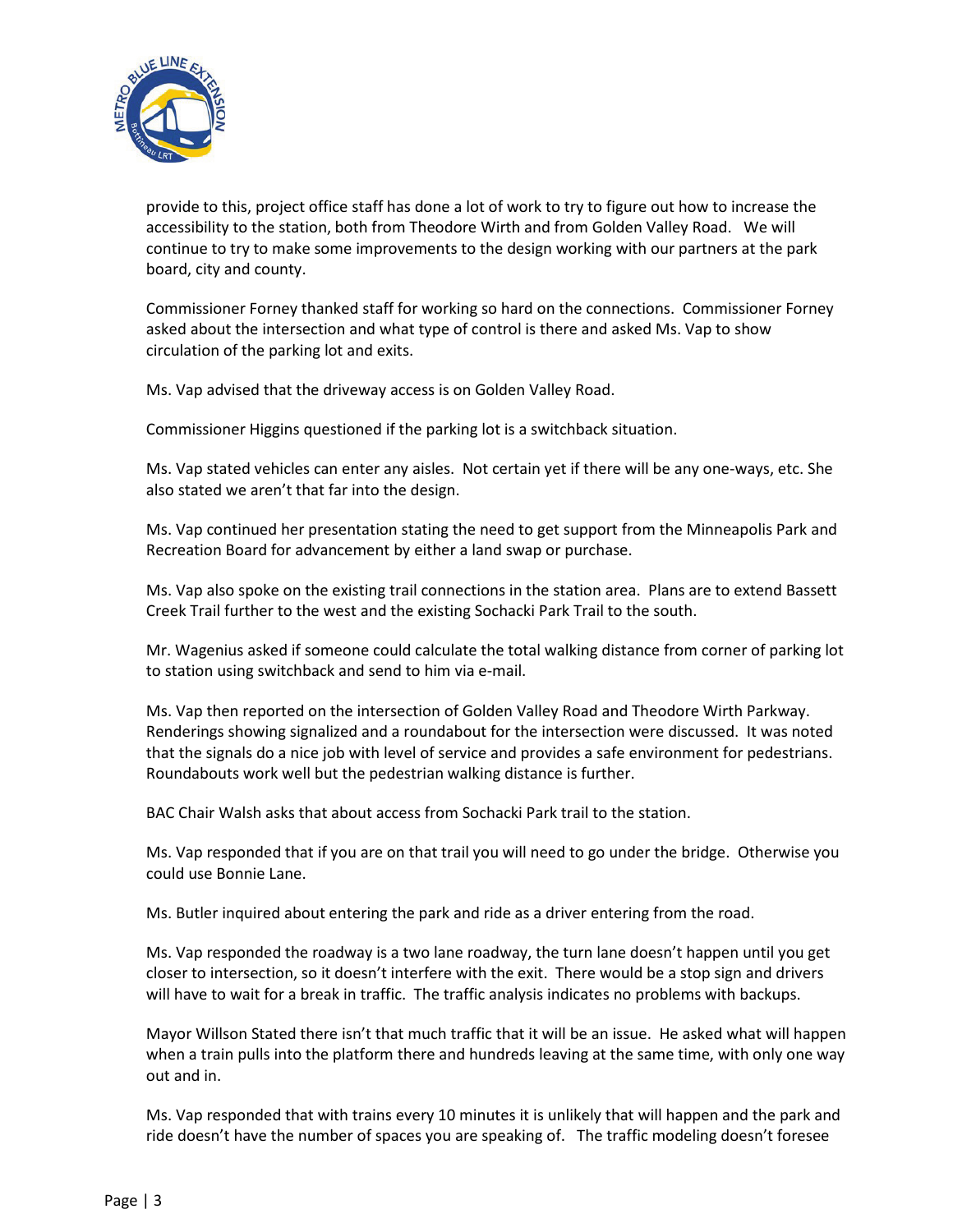provide to this, project office staff has done a lot of work to try to figure out how to increase the accessibility to the station, both from Theodore Wirth and from Golden Valley Road. We will continue to try to make some improvements to the design working with our partners at the park board, city and county.

Commissioner Forney thanked staff for working so hard on the connections. Commissioner Forney asked about the intersection and what type of control is there and asked Ms. Vap to show circulation of the parking lot and exits.

Ms. Vap advised that the driveway access is on Golden Valley Road.

Commissioner Higgins questioned if the parking lot is a switchback situation.

Ms. Vap stated vehicles can enter any aisles. Not certain yet if there will be any one-ways, etc. She also stated we aren't that far into the design.

Ms. Vap continued her presentation stating the need to get support from the Minneapolis Park and Recreation Board for advancement by either a land swap or purchase.

Ms. Vap also spoke on the existing trail connections in the station area. Plans are to extend Bassett Creek Trail further to the west and the existing Sochacki Park Trail to the south.

Mr. Wagenius asked if someone could calculate the total walking distance from corner of parking lot to station using switchback and send to him via e-mail.

Ms. Vap then reported on the intersection of Golden Valley Road and Theodore Wirth Parkway. Renderings showing signalized and a roundabout for the intersection were discussed. It was noted that the signals do a nice job with level of service and provides a safe environment for pedestrians. Roundabouts work well but the pedestrian walking distance is further.

BAC Chair Walsh asks that about access from Sochacki Park trail to the station.

Ms. Vap responded that if you are on that trail you will need to go under the bridge. Otherwise you could use Bonnie Lane.

Ms. Butler inquired about entering the park and ride as a driver entering from the road.

Ms. Vap responded the roadway is a two lane roadway, the turn lane doesn't happen until you get closer to intersection, so it doesn't interfere with the exit. There would be a stop sign and drivers will have to wait for a break in traffic. The traffic analysis indicates no problems with backups.

Mayor Willson Stated there isn't that much traffic that it will be an issue. He asked what will happen when a train pulls into the platform there and hundreds leaving at the same time, with only one way out and in.

Ms. Vap responded that with trains every 10 minutes it is unlikely that will happen and the park and ride doesn't have the number of spaces you are speaking of. The traffic modeling doesn't foresee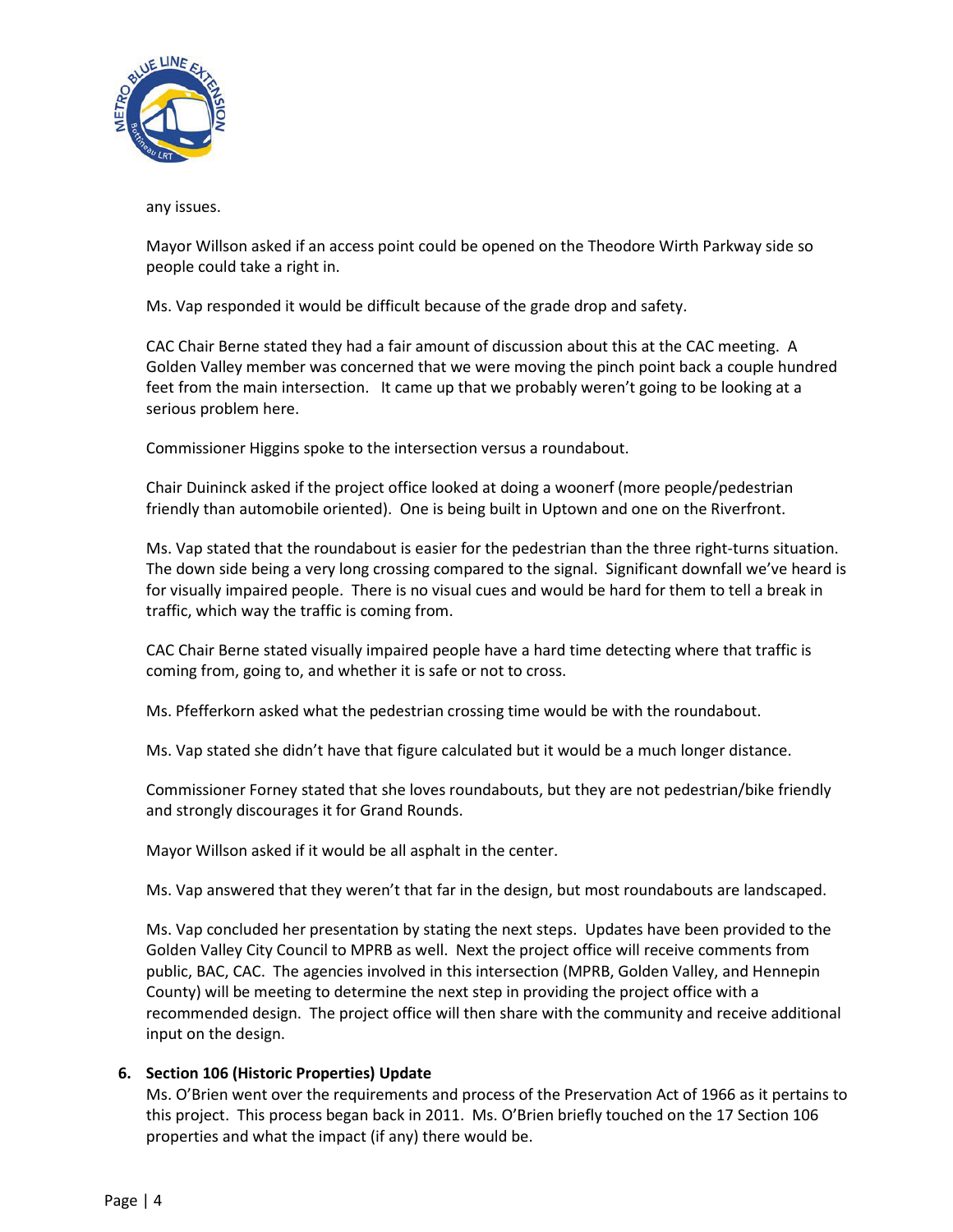any issues.

Mayor Willson asked if an access point could be opened on the Theodore Wirth Parkway side so people could take a right in.

Ms. Vap responded it would be difficult because of the grade drop and safety.

CAC Chair Berne stated they had a fair amount of discussion about this at the CAC meeting. A Golden Valley member was concerned that we were moving the pinch point back a couple hundred feet from the main intersection. It came up that we probably weren't going to be looking at a serious problem here.

Commissioner Higgins spoke to the intersection versus a roundabout.

Chair Duininck asked if the project office looked at doing a woonerf (more people/pedestrian friendly than automobile oriented). One is being built in Uptown and one on the Riverfront.

Ms. Vap stated that the roundabout is easier for the pedestrian than the three right-turns situation. The down side being a very long crossing compared to the signal. Significant downfall we've heard is for visually impaired people. There is no visual cues and would be hard for them to tell a break in traffic, which way the traffic is coming from.

CAC Chair Berne stated visually impaired people have a hard time detecting where that traffic is coming from, going to, and whether it is safe or not to cross.

Ms. Pfefferkorn asked what the pedestrian crossing time would be with the roundabout.

Ms. Vap stated she didn't have that figure calculated but it would be a much longer distance.

Commissioner Forney stated that she loves roundabouts, but they are not pedestrian/bike friendly and strongly discourages it for Grand Rounds.

Mayor Willson asked if it would be all asphalt in the center.

Ms. Vap answered that they weren't that far in the design, but most roundabouts are landscaped.

Ms. Vap concluded her presentation by stating the next steps. Updates have been provided to the Golden Valley City Council to MPRB as well. Next the project office will receive comments from public, BAC, CAC. The agencies involved in this intersection (MPRB, Golden Valley, and Hennepin County) will be meeting to determine the next step in providing the project office with a recommended design. The project office will then share with the community and receive additional input on the design.

**6. Section 106 (Historic Properties) Update**

Ms. O'Brien went over the requirements and process of the Preservation Act of 1966 as it pertains to this project. This process began back in 2011. Ms. O'Brien briefly touched on the 17 Section 106 properties and what the impact (if any) there would be.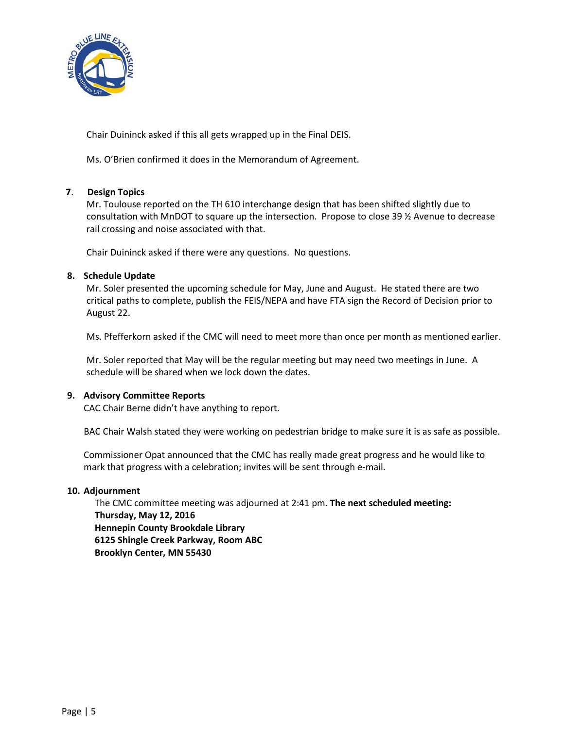Chair Duininck asked if this all gets wrapped up in the Final DEIS.

Ms. O'Brien confirmed it does in the Memorandum of Agreement.

**7. Design Topics**

Mr. Toulouse reported on the TH 610 interchange design that has been shifted slightly due to consultation with MnDOT to square up the intersection. Propose to close 39 ½ Avenue to decrease rail crossing and noise associated with that.

Chair Duininck asked if there were any questions. No questions.

**8. Schedule Update**

Mr. Soler presented the upcoming schedule for May, June and August. He stated there are two critical paths to complete, publish the FEIS/NEPA and have FTA sign the Record of Decision prior to August 22.

Ms. Pfefferkorn asked if the CMC will need to meet more than once per month as mentioned earlier.

Mr. Soler reported that May will be the regular meeting but may need two meetings in June. A schedule will be shared when we lock down the dates.

**9. Advisory Committee Reports**

CAC Chair Berne didn't have anything to report.

BAC Chair Walsh stated they were working on pedestrian bridge to make sure it is as safe as possible.

Commissioner Opat announced that the CMC has really made great progress and he would like to mark that progress with a celebration; invites will be sent through e-mail.

**10. Adjournment**

The CMC committee meeting was adjourned at 2:41 pm. **The next scheduled meeting:**
**Thursday, May 12, 2016**
**Hennepin County Brookdale Library**
**6125 Shingle Creek Parkway, Room ABC**
**Brooklyn Center, MN 55430**